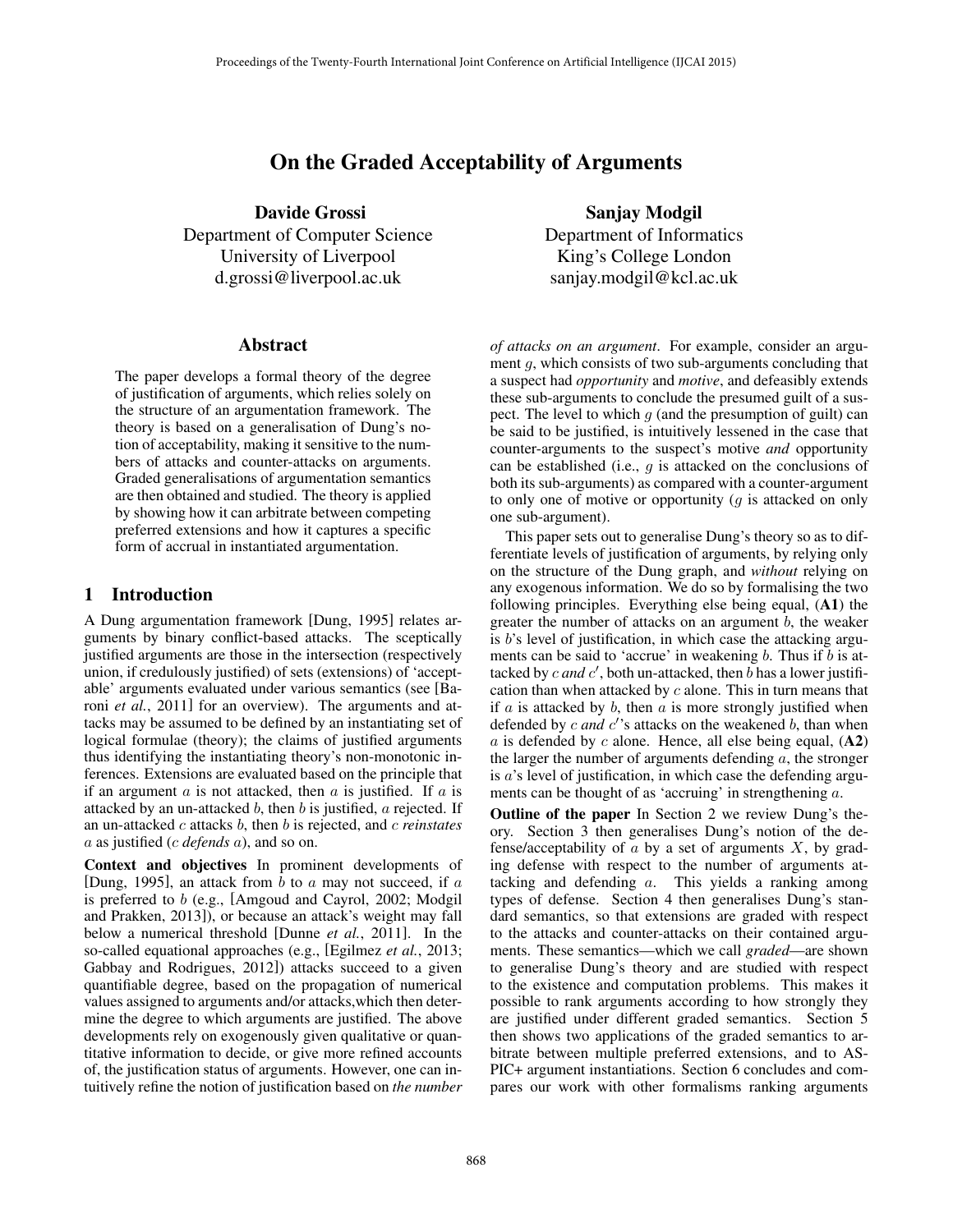# On the Graded Acceptability of Arguments

**Davide Grossi**
Department of Computer Science
University of Liverpool
d.grossi@liverpool.ac.uk

**Sanjay Modgil**
Department of Informatics
King's College London
sanjay.modgil@kcl.ac.uk

## Abstract

The paper develops a formal theory of the degree of justification of arguments, which relies solely on the structure of an argumentation framework. The theory is based on a generalisation of Dung's notion of acceptability, making it sensitive to the numbers of attacks and counter-attacks on arguments. Graded generalisations of argumentation semantics are then obtained and studied. The theory is applied by showing how it can arbitrate between competing preferred extensions and how it captures a specific form of accrual in instantiated argumentation.

## 1 Introduction

A Dung argumentation framework [Dung, 1995] relates arguments by binary conflict-based attacks. The sceptically justified arguments are those in the intersection (respectively union, if credulously justified) of sets (extensions) of 'acceptable' arguments evaluated under various semantics (see [Baroni *et al.*, 2011] for an overview). The arguments and attacks may be assumed to be defined by an instantiating set of logical formulae (theory); the claims of justified arguments thus identifying the instantiating theory's non-monotonic inferences. Extensions are evaluated based on the principle that if an argument $a$ is not attacked, then $a$ is justified. If $a$ is attacked by an un-attacked $b$, then $b$ is justified, $a$ rejected. If an un-attacked $c$ attacks $b$, then $b$ is rejected, and $c$ *reinstates* $a$ as justified ($c$ *defends* $a$), and so on.

**Context and objectives** In prominent developments of [Dung, 1995], an attack from $b$ to $a$ may not succeed, if $a$ is preferred to $b$ (e.g., [Amgoud and Cayrol, 2002; Modgil and Prakken, 2013]), or because an attack's weight may fall below a numerical threshold [Dunne *et al.*, 2011]. In the so-called equational approaches (e.g., [Egilmez *et al.*, 2013; Gabbay and Rodrigues, 2012]) attacks succeed to a given quantifiable degree, based on the propagation of numerical values assigned to arguments and/or attacks,which then determine the degree to which arguments are justified. The above developments rely on exogenously given qualitative or quantitative information to decide, or give more refined accounts of, the justification status of arguments. However, one can intuitively refine the notion of justification based on *the number of attacks on an argument*. For example, consider an argument $g$, which consists of two sub-arguments concluding that a suspect had *opportunity* and *motive*, and defeasibly extends these sub-arguments to conclude the presumed guilt of a suspect. The level to which $g$ (and the presumption of guilt) can be said to be justified, is intuitively lessened in the case that counter-arguments to the suspect's motive *and* opportunity can be established (i.e., $g$ is attacked on the conclusions of both its sub-arguments) as compared with a counter-argument to only one of motive or opportunity ($g$ is attacked on only one sub-argument).

This paper sets out to generalise Dung's theory so as to differentiate levels of justification of arguments, by relying only on the structure of the Dung graph, and *without* relying on any exogenous information. We do so by formalising the two following principles. Everything else being equal, **(A1)** the greater the number of attacks on an argument $b$, the weaker is $b$'s level of justification, in which case the attacking arguments can be said to 'accrue' in weakening $b$. Thus if $b$ is attacked by $c$ *and* $c'$, both un-attacked, then $b$ has a lower justification than when attacked by $c$ alone. This in turn means that if $a$ is attacked by $b$, then $a$ is more strongly justified when defended by $c$ *and* $c'$'s attacks on the weakened $b$, than when $a$ is defended by $c$ alone. Hence, all else being equal, **(A2)** the larger the number of arguments defending $a$, the stronger is $a$'s level of justification, in which case the defending arguments can be thought of as 'accruing' in strengthening $a$.

**Outline of the paper** In Section 2 we review Dung's theory. Section 3 then generalises Dung's notion of the defense/acceptability of $a$ by a set of arguments $X$, by grading defense with respect to the number of arguments attacking and defending $a$. This yields a ranking among types of defense. Section 4 then generalises Dung's standard semantics, so that extensions are graded with respect to the attacks and counter-attacks on their contained arguments. These semantics—which we call *graded*—are shown to generalise Dung's theory and are studied with respect to the existence and computation problems. This makes it possible to rank arguments according to how strongly they are justified under different graded semantics. Section 5 then shows two applications of the graded semantics to arbitrate between multiple preferred extensions, and to ASPIC+ argument instantiations. Section 6 concludes and compares our work with other formalisms ranking arguments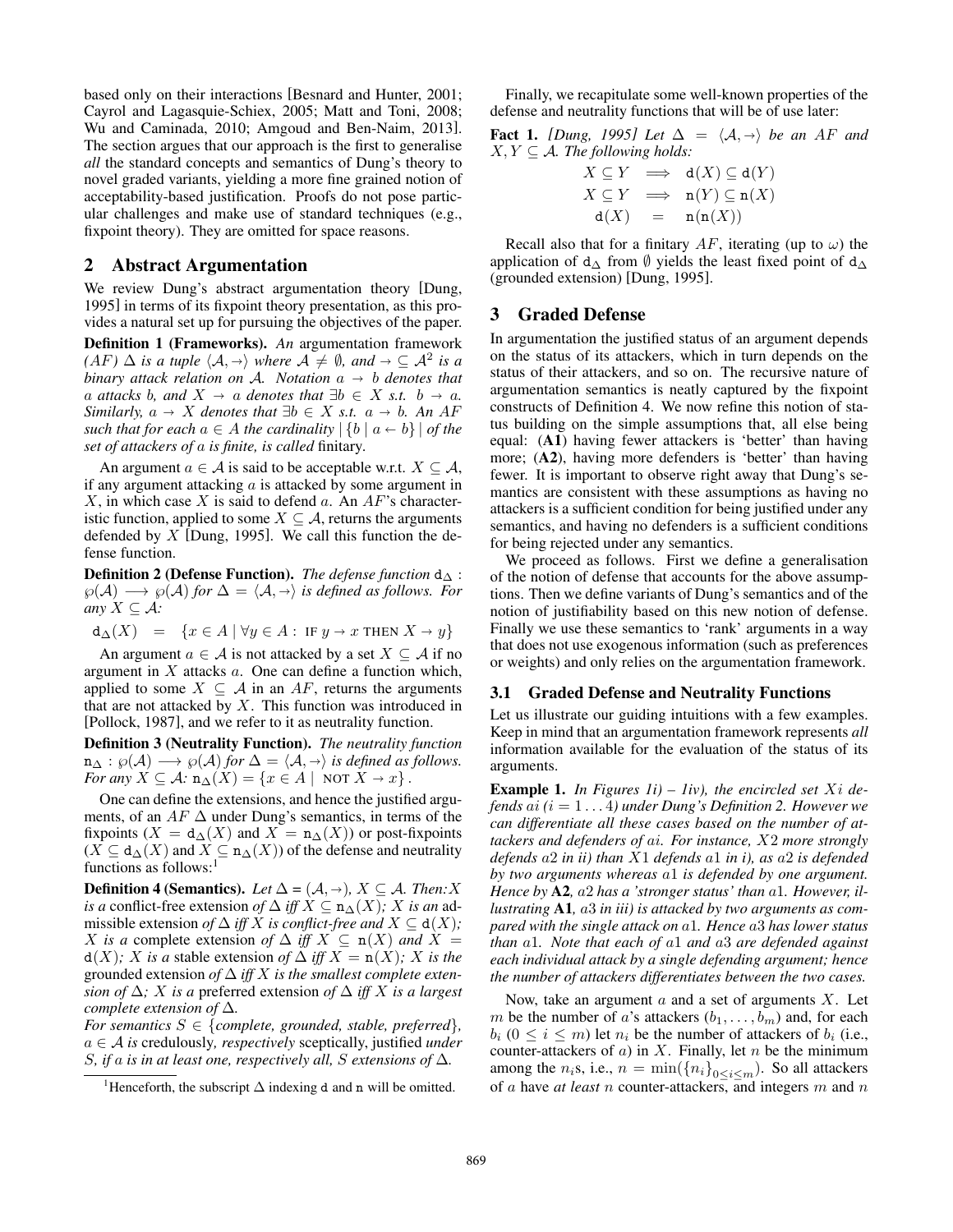based only on their interactions [Besnard and Hunter, 2001; Cayrol and Lagasquie-Schiex, 2005; Matt and Toni, 2008; Wu and Caminada, 2010; Amgoud and Ben-Naim, 2013]. The section argues that our approach is the first to generalise *all* the standard concepts and semantics of Dung's theory to novel graded variants, yielding a more fine grained notion of acceptability-based justification. Proofs do not pose particular challenges and make use of standard techniques (e.g., fixpoint theory). They are omitted for space reasons.

## 2 Abstract Argumentation

We review Dung's abstract argumentation theory [Dung, 1995] in terms of its fixpoint theory presentation, as this provides a natural set up for pursuing the objectives of the paper.

**Definition 1 (Frameworks).** *An* argumentation framework *(AF)* $\Delta$ *is a tuple* $\langle \mathcal{A}, \rightarrow \rangle$ *where* $\mathcal{A} \neq \emptyset$*, and* $\rightarrow \subseteq \mathcal{A}^2$ *is a binary attack relation on* $\mathcal{A}$*. Notation* $a \rightarrow b$ *denotes that* $a$ *attacks* $b$*, and* $X \rightarrow a$ *denotes that* $\exists b \in X$ *s.t.* $b \rightarrow a$*. Similarly,* $a \rightarrow X$ *denotes that* $\exists b \in X$ *s.t.* $a \rightarrow b$*. An AF such that for each* $a \in A$ *the cardinality* $|\{b \mid a \leftarrow b\}|$ *of the set of attackers of* $a$ *is finite, is called* finitary*.*

An argument $a \in \mathcal{A}$ is said to be acceptable w.r.t. $X \subseteq \mathcal{A}$, if any argument attacking $a$ is attacked by some argument in $X$, in which case $X$ is said to defend $a$. An $AF$'s characteristic function, applied to some $X \subseteq \mathcal{A}$, returns the arguments defended by $X$ [Dung, 1995]. We call this function the defense function.

**Definition 2 (Defense Function).** *The defense function* $\mathtt{d}_\Delta : \wp(\mathcal{A}) \longrightarrow \wp(\mathcal{A})$ *for* $\Delta = \langle \mathcal{A}, \rightarrow \rangle$ *is defined as follows. For any* $X \subseteq \mathcal{A}$*:*

$$\mathtt{d}_\Delta(X) \quad = \quad \{x \in A \mid \forall y \in A : \text{ IF } y \rightarrow x \text{ THEN } X \rightarrow y\}$$

An argument $a \in \mathcal{A}$ is not attacked by a set $X \subseteq \mathcal{A}$ if no argument in $X$ attacks $a$. One can define a function which, applied to some $X \subseteq \mathcal{A}$ in an $AF$, returns the arguments that are not attacked by $X$. This function was introduced in [Pollock, 1987], and we refer to it as neutrality function.

**Definition 3 (Neutrality Function).** *The neutrality function* $\mathtt{n}_\Delta : \wp(\mathcal{A}) \longrightarrow \wp(\mathcal{A})$ *for* $\Delta = \langle \mathcal{A}, \rightarrow \rangle$ *is defined as follows. For any* $X \subseteq \mathcal{A}$*:* $\mathtt{n}_\Delta(X) = \{x \in A \mid \text{ NOT } X \rightarrow x\}$*.*

One can define the extensions, and hence the justified arguments, of an $AF$ $\Delta$ under Dung's semantics, in terms of the fixpoints ($X = \mathtt{d}_\Delta(X)$ and $X = \mathtt{n}_\Delta(X)$) or post-fixpoints ($X \subseteq \mathtt{d}_\Delta(X)$ and $X \subseteq \mathtt{n}_\Delta(X)$) of the defense and neutrality functions as follows:[1]

**Definition 4 (Semantics).** *Let* $\Delta = (\mathcal{A}, \rightarrow)$*,* $X \subseteq \mathcal{A}$*. Then:* $X$ *is a* conflict-free extension *of* $\Delta$ *iff* $X \subseteq \mathtt{n}_\Delta(X)$*;* $X$ *is an* admissible extension *of* $\Delta$ *iff* $X$ *is conflict-free and* $X \subseteq \mathtt{d}(X)$*;* $X$ *is a* complete extension *of* $\Delta$ *iff* $X \subseteq \mathtt{n}(X)$ *and* $X = \mathtt{d}(X)$*;* $X$ *is a* stable extension *of* $\Delta$ *iff* $X = \mathtt{n}(X)$*;* $X$ *is the* grounded extension *of* $\Delta$ *iff* $X$ *is the smallest complete extension of* $\Delta$*;* $X$ *is a* preferred extension *of* $\Delta$ *iff* $X$ *is a largest complete extension of* $\Delta$*.*

*For semantics* $S \in \{$*complete, grounded, stable, preferred*$\}$*,* $a \in \mathcal{A}$ *is* credulously*, respectively* sceptically*,* justified *under* $S$*, if* $a$ *is in at least one, respectively all,* $S$ *extensions of* $\Delta$*.*

[1] Henceforth, the subscript $\Delta$ indexing $\mathtt{d}$ and $\mathtt{n}$ will be omitted.

Finally, we recapitulate some well-known properties of the defense and neutrality functions that will be of use later:

**Fact 1.** *[Dung, 1995] Let* $\Delta = \langle \mathcal{A}, \rightarrow \rangle$ *be an* $AF$ *and* $X, Y \subseteq \mathcal{A}$*. The following holds:*

$$\begin{array}{rcl} X \subseteq Y & \Longrightarrow & \mathtt{d}(X) \subseteq \mathtt{d}(Y) \\ X \subseteq Y & \Longrightarrow & \mathtt{n}(Y) \subseteq \mathtt{n}(X) \\ \mathtt{d}(X) & = & \mathtt{n}(\mathtt{n}(X)) \end{array}$$

Recall also that for a finitary $AF$, iterating (up to $\omega$) the application of $\mathtt{d}_\Delta$ from $\emptyset$ yields the least fixed point of $\mathtt{d}_\Delta$ (grounded extension) [Dung, 1995].

## 3 Graded Defense

In argumentation the justified status of an argument depends on the status of its attackers, which in turn depends on the status of their attackers, and so on. The recursive nature of argumentation semantics is neatly captured by the fixpoint constructs of Definition 4. We now refine this notion of status building on the simple assumptions that, all else being equal: (**A1**) having fewer attackers is 'better' than having more; (**A2**), having more defenders is 'better' than having fewer. It is important to observe right away that Dung's semantics are consistent with these assumptions as having no attackers is a sufficient condition for being justified under any semantics, and having no defenders is a sufficient conditions for being rejected under any semantics.

We proceed as follows. First we define a generalisation of the notion of defense that accounts for the above assumptions. Then we define variants of Dung's semantics and of the notion of justifiability based on this new notion of defense. Finally we use these semantics to 'rank' arguments in a way that does not use exogenous information (such as preferences or weights) and only relies on the argumentation framework.

### 3.1 Graded Defense and Neutrality Functions

Let us illustrate our guiding intuitions with a few examples. Keep in mind that an argumentation framework represents *all* information available for the evaluation of the status of its arguments.

**Example 1.** *In Figures 1i) – 1iv), the encircled set* $Xi$ *defends* $ai$ *(*$i = 1 \ldots 4$*) under Dung's Definition 2. However we can differentiate all these cases based on the number of attackers and defenders of* $ai$*. For instance,* $X2$ *more strongly defends* $a2$ *in ii) than* $X1$ *defends* $a1$ *in i), as* $a2$ *is defended by two arguments whereas* $a1$ *is defended by one argument. Hence by* **A2***,* $a2$ *has a 'stronger status' than* $a1$*. However, illustrating* **A1***,* $a3$ *in iii) is attacked by two arguments as compared with the single attack on* $a1$*. Hence* $a3$ *has lower status than* $a1$*. Note that each of* $a1$ *and* $a3$ *are defended against each individual attack by a single defending argument; hence the number of attackers differentiates between the two cases.*

Now, take an argument $a$ and a set of arguments $X$. Let $m$ be the number of $a$'s attackers $(b_1, \ldots, b_m)$ and, for each $b_i$ $(0 \leq i \leq m)$ let $n_i$ be the number of attackers of $b_i$ (i.e., counter-attackers of $a$) in $X$. Finally, let $n$ be the minimum among the $n_i$s, i.e., $n = \min(\{n_i\}_{0 \leq i \leq m})$. So all attackers of $a$ have *at least* $n$ counter-attackers, and integers $m$ and $n$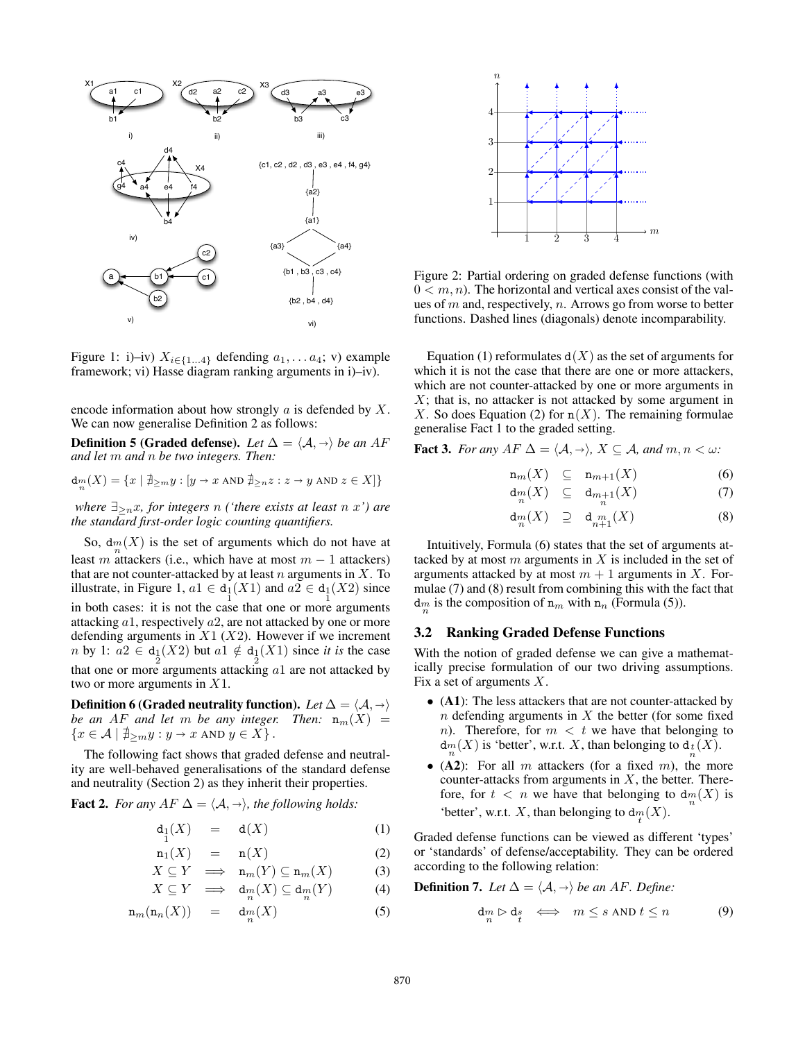Figure 1: i)–iv) $X_{i \in \{1 \dots 4\}}$ defending $a_1, \dots a_4$; v) example framework; vi) Hasse diagram ranking arguments in i)–iv).

encode information about how strongly $a$ is defended by $X$. We can now generalise Definition 2 as follows:

**Definition 5 (Graded defense).** *Let $\Delta = \langle \mathcal{A}, \rightarrow \rangle$ be an AF and let $m$ and $n$ be two integers. Then:*

$$\mathtt{d}^{m}_{n}(X) = \{x \mid \nexists_{\geq m} y : [y \rightarrow x \text{ AND } \nexists_{\geq n} z : z \rightarrow y \text{ AND } z \in X]\}$$

*where $\exists_{\geq n} x$, for integers $n$ ('there exists at least $n$ $x$') are the standard first-order logic counting quantifiers.*

So, $\mathtt{d}^{m}_{n}(X)$ is the set of arguments which do not have at least $m$ attackers (i.e., which have at most $m-1$ attackers) that are not counter-attacked by at least $n$ arguments in $X$. To illustrate, in Figure 1, $a1 \in \mathtt{d}^{1}_{1}(X1)$ and $a2 \in \mathtt{d}^{1}_{1}(X2)$ since in both cases: it is not the case that one or more arguments attacking $a1$, respectively $a2$, are not attacked by one or more defending arguments in $X1$ ($X2$). However if we increment $n$ by 1: $a2 \in \mathtt{d}^{1}_{2}(X2)$ but $a1 \notin \mathtt{d}^{1}_{2}(X1)$ since *it is* the case that one or more arguments attacking $a1$ are not attacked by two or more arguments in $X1$.

**Definition 6 (Graded neutrality function).** *Let $\Delta = \langle \mathcal{A}, \rightarrow \rangle$ be an AF and let $m$ be any integer. Then: $\mathtt{n}_m(X) = \{x \in \mathcal{A} \mid \nexists_{\geq m} y : y \rightarrow x \text{ AND } y \in X\}$.*

The following fact shows that graded defense and neutrality are well-behaved generalisations of the standard defense and neutrality (Section 2) as they inherit their properties.

**Fact 2.** *For any AF $\Delta = \langle \mathcal{A}, \rightarrow \rangle$, the following holds:*

$$\mathtt{d}^{1}_{1}(X) = \mathtt{d}(X) \quad (1)$$

$$\mathtt{n}_1(X) = \mathtt{n}(X) \quad (2)$$

$$X \subseteq Y \implies \mathtt{n}_m(Y) \subseteq \mathtt{n}_m(X) \quad (3)$$

$$X \subseteq Y \implies \mathtt{d}^{m}_{n}(X) \subseteq \mathtt{d}^{m}_{n}(Y) \quad (4)$$

$$\mathtt{n}_m(\mathtt{n}_n(X)) = \mathtt{d}^{m}_{n}(X) \quad (5)$$

Figure 2: Partial ordering on graded defense functions (with $0 < m, n$). The horizontal and vertical axes consist of the values of $m$ and, respectively, $n$. Arrows go from worse to better functions. Dashed lines (diagonals) denote incomparability.

Equation (1) reformulates $\mathtt{d}(X)$ as the set of arguments for which it is not the case that there are one or more attackers, which are not counter-attacked by one or more arguments in $X$; that is, no attacker is not attacked by some argument in $X$. So does Equation (2) for $\mathtt{n}(X)$. The remaining formulae generalise Fact 1 to the graded setting.

**Fact 3.** *For any AF $\Delta = \langle \mathcal{A}, \rightarrow \rangle$, $X \subseteq \mathcal{A}$, and $m, n < \omega$:*

$$\mathtt{n}_m(X) \subseteq \mathtt{n}_{m+1}(X) \quad (6)$$

$$\mathtt{d}^{m}_{n}(X) \subseteq \mathtt{d}^{m+1}_{n}(X) \quad (7)$$

$$\mathtt{d}^{m}_{n}(X) \supseteq \mathtt{d}^{m}_{n+1}(X) \quad (8)$$

Intuitively, Formula (6) states that the set of arguments attacked by at most $m$ arguments in $X$ is included in the set of arguments attacked by at most $m+1$ arguments in $X$. Formulae (7) and (8) result from combining this with the fact that $\mathtt{d}^{m}_{n}$ is the composition of $\mathtt{n}_m$ with $\mathtt{n}_n$ (Formula (5)).

### 3.2 Ranking Graded Defense Functions

With the notion of graded defense we can give a mathematically precise formulation of our two driving assumptions. Fix a set of arguments $X$.

- **(A1)**: The less attackers that are not counter-attacked by $n$ defending arguments in $X$ the better (for some fixed $n$). Therefore, for $m < t$ we have that belonging to $\mathtt{d}^{m}_{n}(X)$ is 'better', w.r.t. $X$, than belonging to $\mathtt{d}^{t}_{n}(X)$.
- **(A2)**: For all $m$ attackers (for a fixed $m$), the more counter-attacks from arguments in $X$, the better. Therefore, for $t < n$ we have that belonging to $\mathtt{d}^{m}_{n}(X)$ is 'better', w.r.t. $X$, than belonging to $\mathtt{d}^{m}_{t}(X)$.

Graded defense functions can be viewed as different 'types' or 'standards' of defense/acceptability. They can be ordered according to the following relation:

**Definition 7.** *Let $\Delta = \langle \mathcal{A}, \rightarrow \rangle$ be an AF. Define:*

$$\mathtt{d}^{m}_{n} \rhd \mathtt{d}^{s}_{t} \iff m \leq s \text{ AND } t \leq n \quad (9)$$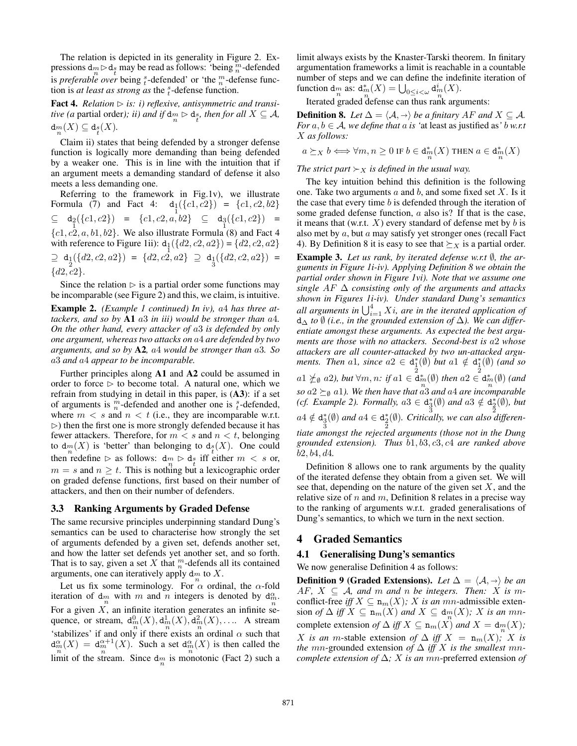The relation is depicted in its generality in Figure 2. Expressions $\mathtt{d}_{\substack{m\\n}} \rhd \mathtt{d}_{\substack{s\\t}}$ may be read as follows: 'being ${}^m_n$-defended is *preferable over* being ${}^s_t$-defended' or 'the ${}^m_n$-defense function is *at least as strong as* the ${}^s_t$-defense function.

**Fact 4.** *Relation $\rhd$ is: i) reflexive, antisymmetric and transitive (a* partial order*); ii) and if $\mathtt{d}_{\substack{m\\n}} \rhd \mathtt{d}_{\substack{s\\t}}$, then for all $X \subseteq \mathcal{A}$, $\mathtt{d}_{\substack{m\\n}}(X) \subseteq \mathtt{d}_{\substack{s\\t}}(X)$.*

Claim ii) states that being defended by a stronger defense function is logically more demanding than being defended by a weaker one. This is in line with the intuition that if an argument meets a demanding standard of defense it also meets a less demanding one.

Referring to the framework in Fig.1v), we illustrate Formula (7) and Fact 4: $\mathtt{d}_{\substack{1\\1}}(\{c1, c2\}) = \{c1, c2, b2\} \subseteq \mathtt{d}_{\substack{2\\1}}(\{c1, c2\}) = \{c1, c2, a, b2\} \subseteq \mathtt{d}_{\substack{3\\1}}(\{c1, c2\}) = \{c1, c2, a, b1, b2\}$. We also illustrate Formula (8) and Fact 4 with reference to Figure 1ii): $\mathtt{d}_{\substack{1\\1}}(\{d2, c2, a2\}) = \{d2, c2, a2\} \supseteq \mathtt{d}_{\substack{1\\2}}(\{d2, c2, a2\}) = \{d2, c2, a2\} \supseteq \mathtt{d}_{\substack{1\\3}}(\{d2, c2, a2\}) = \{d2, c2\}$.

Since the relation $\rhd$ is a partial order some functions may be incomparable (see Figure 2) and this, we claim, is intuitive.

**Example 2.** *(Example 1 continued) In iv), $a4$ has three attackers, and so by* **A1** *$a3$ in iii) would be stronger than $a4$. On the other hand, every attacker of $a3$ is defended by only one argument, whereas two attacks on $a4$ are defended by two arguments, and so by* **A2***, $a4$ would be stronger than $a3$. So $a3$ and $a4$ appear to be incomparable.*

Further principles along **A1** and **A2** could be assumed in order to force $\rhd$ to become total. A natural one, which we refrain from studying in detail in this paper, is (**A3**): if a set of arguments is ${}^m_n$-defended and another one is ${}^s_t$-defended, where $m < s$ and $n < t$ (i.e., they are incomparable w.r.t. $\rhd$) then the first one is more strongly defended because it has fewer attackers. Therefore, for $m < s$ and $n < t$, belonging to $\mathtt{d}_{\substack{m\\n}}(X)$ is 'better' than belonging to $\mathtt{d}_{\substack{s\\t}}(X)$. One could then redefine $\rhd$ as follows: $\mathtt{d}_{\substack{m\\n}} \rhd \mathtt{d}_{\substack{s\\t}}$ iff either $m < s$ or, $m = s$ and $n \geq t$. This is nothing but a lexicographic order on graded defense functions, first based on their number of attackers, and then on their number of defenders.

### 3.3 Ranking Arguments by Graded Defense

The same recursive principles underpinning standard Dung's semantics can be used to characterise how strongly the set of arguments defended by a given set, defends another set, and how the latter set defends yet another set, and so forth. That is to say, given a set $X$ that ${}^m_n$-defends all its contained arguments, one can iteratively apply $\mathtt{d}_{\substack{m\\n}}$ to $X$.

Let us fix some terminology. For $\alpha$ ordinal, the $\alpha$-fold iteration of $\mathtt{d}_{\substack{m\\n}}$ with $m$ and $n$ integers is denoted by $\mathtt{d}^{\alpha}_{\substack{m\\n}}$. For a given $X$, an infinite iteration generates an infinite sequence, or stream, $\mathtt{d}^0_{\substack{m\\n}}(X), \mathtt{d}^1_{\substack{m\\n}}(X), \mathtt{d}^2_{\substack{m\\n}}(X), \ldots$. A stream 'stabilizes' if and only if there exists an ordinal $\alpha$ such that $\mathtt{d}^{\alpha}_{\substack{m\\n}}(X) = \mathtt{d}^{\alpha+1}_{\substack{m\\n}}(X)$. Such a set $\mathtt{d}^{\alpha}_{\substack{m\\n}}(X)$ is then called the limit of the stream. Since $\mathtt{d}_{\substack{m\\n}}$ is monotonic (Fact 2) such a limit always exists by the Knaster-Tarski theorem. In finitary argumentation frameworks a limit is reachable in a countable number of steps and we can define the indefinite iteration of function $\mathtt{d}_{\substack{m\\n}}$ as: $\mathtt{d}^{*}_{\substack{m\\n}}(X) = \bigcup_{0 \leq i < \omega} \mathtt{d}^{i}_{\substack{m\\n}}(X)$.

Iterated graded defense can thus rank arguments:

**Definition 8.** *Let $\Delta = \langle \mathcal{A}, \rightarrow \rangle$ be a finitary $AF$ and $X \subseteq \mathcal{A}$. For $a, b \in \mathcal{A}$, we define that $a$ is '*at least as justified as*' $b$ w.r.t $X$ as follows:*

$$a \succeq_X b \iff \forall m, n \geq 0 \text{ IF } b \in \mathtt{d}^{*}_{\substack{m\\n}}(X) \text{ THEN } a \in \mathtt{d}^{*}_{\substack{m\\n}}(X)$$

*The strict part $\succ_X$ is defined in the usual way.*

The key intuition behind this definition is the following one. Take two arguments $a$ and $b$, and some fixed set $X$. Is it the case that every time $b$ is defended through the iteration of some graded defense function, $a$ also is? If that is the case, it means that (w.r.t. $X$) every standard of defense met by $b$ is also met by $a$, but $a$ may satisfy yet stronger ones (recall Fact 4). By Definition 8 it is easy to see that $\succeq_X$ is a partial order.

**Example 3.** *Let us rank, by iterated defense w.r.t $\emptyset$, the arguments in Figure 1i-iv). Applying Definition 8 we obtain the partial order shown in Figure 1vi). Note that we assume one single $AF$ $\Delta$ consisting only of the arguments and attacks shown in Figures 1i-iv). Under standard Dung's semantics all arguments in $\bigcup_{i=1}^{4} Xi$, are in the iterated application of $\mathtt{d}_{\Delta}$ to $\emptyset$ (i.e., in the grounded extension of $\Delta$). We can differentiate amongst these arguments. As expected the best arguments are those with no attackers. Second-best is $a2$ whose attackers are all counter-attacked by two un-attacked arguments. Then $a1$, since $a2 \in \mathtt{d}^{*}_{\substack{1\\2}}(\emptyset)$ but $a1 \notin \mathtt{d}^{*}_{\substack{1\\2}}(\emptyset)$ (and so $a1 \not\succeq_{\emptyset} a2$), but $\forall m, n$: if $a1 \in \mathtt{d}^{*}_{\substack{m\\n}}(\emptyset)$ then $a2 \in \mathtt{d}^{*}_{\substack{m\\n}}(\emptyset)$ (and so $a2 \succeq_{\emptyset} a1$). We then have that $a3$ and $a4$ are incomparable (cf. Example 2). Formally, $a3 \in \mathtt{d}^{*}_{\substack{3\\3}}(\emptyset)$ and $a3 \notin \mathtt{d}^{*}_{\substack{4\\2}}(\emptyset)$, but $a4 \notin \mathtt{d}^{*}_{\substack{3\\3}}(\emptyset)$ and $a4 \in \mathtt{d}^{*}_{\substack{4\\2}}(\emptyset)$. Critically, we can also differentiate amongst the rejected arguments (those not in the Dung grounded extension). Thus $b1, b3, c3, c4$ are ranked above $b2, b4, d4$.*

Definition 8 allows one to rank arguments by the quality of the iterated defense they obtain from a given set. We will see that, depending on the nature of the given set $X$, and the relative size of $n$ and $m$, Definition 8 relates in a precise way to the ranking of arguments w.r.t. graded generalisations of Dung's semantics, to which we turn in the next section.

## 4 Graded Semantics

### 4.1 Generalising Dung's semantics

We now generalise Definition 4 as follows:

**Definition 9 (Graded Extensions).** *Let $\Delta = \langle \mathcal{A}, \rightarrow \rangle$ be an $AF$, $X \subseteq \mathcal{A}$, and $m$ and $n$ be integers. Then: $X$ is $m$-*conflict-free *iff $X \subseteq \mathtt{n}_m(X)$; $X$ is an $mn$-*admissible extension *of $\Delta$ iff $X \subseteq \mathtt{n}_m(X)$ and $X \subseteq \mathtt{d}_{\substack{m\\n}}(X)$; $X$ is an $mn$-*complete extension *of $\Delta$ iff $X \subseteq \mathtt{n}_m(X)$ and $X = \mathtt{d}_{\substack{m\\n}}(X)$; $X$ is an $m$-*stable extension *of $\Delta$ iff $X = \mathtt{n}_m(X)$; $X$ is the $mn$-*grounded extension *of $\Delta$ iff $X$ is the smallest $mn$-complete extension of $\Delta$; $X$ is an $mn$-*preferred extension *of*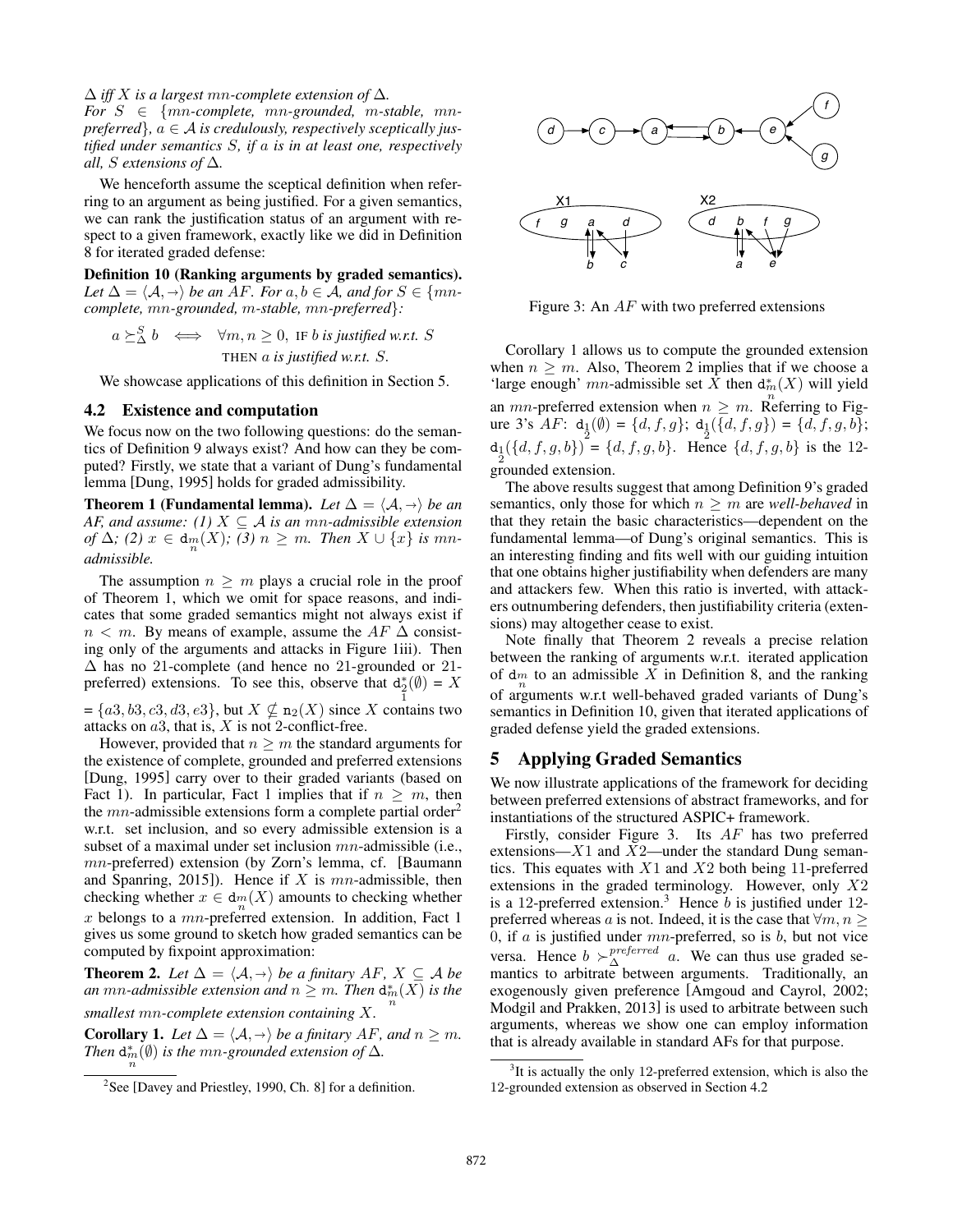$\Delta$ *iff* $X$ *is a largest* $mn$*-complete extension of* $\Delta$.

*For* $S \in \{mn$*-complete,* $mn$*-grounded,* $m$*-stable,* $mn$*-preferred*$\}$*,* $a \in \mathcal{A}$ *is credulously, respectively sceptically justified under semantics* $S$*, if* $a$ *is in at least one, respectively all,* $S$ *extensions of* $\Delta$.

We henceforth assume the sceptical definition when referring to an argument as being justified. For a given semantics, we can rank the justification status of an argument with respect to a given framework, exactly like we did in Definition 8 for iterated graded defense:

**Definition 10 (Ranking arguments by graded semantics).** *Let* $\Delta = \langle \mathcal{A}, \rightarrow \rangle$ *be an AF. For* $a, b \in \mathcal{A}$*, and for* $S \in \{mn$*-complete,* $mn$*-grounded,* $m$*-stable,* $mn$*-preferred*$\}$*:*

$$a \succeq^S_\Delta b \iff \forall m, n \geq 0, \text{ IF } b \text{ is justified w.r.t. } S \text{ THEN } a \text{ is justified w.r.t. } S.$$

We showcase applications of this definition in Section 5.

## 4.2 Existence and computation

We focus now on the two following questions: do the semantics of Definition 9 always exist? And how can they be computed? Firstly, we state that a variant of Dung's fundamental lemma [Dung, 1995] holds for graded admissibility.

**Theorem 1 (Fundamental lemma).** *Let* $\Delta = \langle \mathcal{A}, \rightarrow \rangle$ *be an AF, and assume: (1)* $X \subseteq \mathcal{A}$ *is an* $mn$*-admissible extension of* $\Delta$*; (2)* $x \in \mathtt{d}_{\frac{m}{n}}(X)$*; (3)* $n \geq m$*. Then* $X \cup \{x\}$ *is* $mn$*-admissible.*

The assumption $n \geq m$ plays a crucial role in the proof of Theorem 1, which we omit for space reasons, and indicates that some graded semantics might not always exist if $n < m$. By means of example, assume the $AF$ $\Delta$ consisting only of the arguments and attacks in Figure 1iii). Then $\Delta$ has no 21-complete (and hence no 21-grounded or 21-preferred) extensions. To see this, observe that $\mathtt{d}^*_{\frac{2}{1}}(\emptyset) = X = \{a3, b3, c3, d3, e3\}$, but $X \nsubseteq \mathtt{n}_2(X)$ since $X$ contains two attacks on $a3$, that is, $X$ is not 2-conflict-free.

However, provided that $n \geq m$ the standard arguments for the existence of complete, grounded and preferred extensions [Dung, 1995] carry over to their graded variants (based on Fact 1). In particular, Fact 1 implies that if $n \geq m$, then the $mn$-admissible extensions form a complete partial order[2] w.r.t. set inclusion, and so every admissible extension is a subset of a maximal under set inclusion $mn$-admissible (i.e., $mn$-preferred) extension (by Zorn's lemma, cf. [Baumann and Spanring, 2015]). Hence if $X$ is $mn$-admissible, then checking whether $x \in \mathtt{d}_{\frac{m}{n}}(X)$ amounts to checking whether $x$ belongs to a $mn$-preferred extension. In addition, Fact 1 gives us some ground to sketch how graded semantics can be computed by fixpoint approximation:

**Theorem 2.** *Let* $\Delta = \langle \mathcal{A}, \rightarrow \rangle$ *be a finitary AF,* $X \subseteq \mathcal{A}$ *be an* $mn$*-admissible extension and* $n \geq m$*. Then* $\mathtt{d}^*_{\frac{m}{n}}(X)$ *is the smallest* $mn$*-complete extension containing* $X$.

**Corollary 1.** *Let* $\Delta = \langle \mathcal{A}, \rightarrow \rangle$ *be a finitary AF, and* $n \geq m$*. Then* $\mathtt{d}^*_{\frac{m}{n}}(\emptyset)$ *is the* $mn$*-grounded extension of* $\Delta$.

[2] See [Davey and Priestley, 1990, Ch. 8] for a definition.

Figure 3: An $AF$ with two preferred extensions

Corollary 1 allows us to compute the grounded extension when $n \geq m$. Also, Theorem 2 implies that if we choose a 'large enough' $mn$-admissible set $X$ then $\mathtt{d}^*_{\frac{m}{n}}(X)$ will yield an $mn$-preferred extension when $n \geq m$. Referring to Figure 3's $AF$: $\mathtt{d}_{\frac{1}{2}}(\emptyset) = \{d, f, g\}$; $\mathtt{d}_{\frac{1}{2}}(\{d, f, g\}) = \{d, f, g, b\}$; $\mathtt{d}_{\frac{1}{2}}(\{d, f, g, b\}) = \{d, f, g, b\}$. Hence $\{d, f, g, b\}$ is the 12-grounded extension.

The above results suggest that among Definition 9's graded semantics, only those for which $n \geq m$ are *well-behaved* in that they retain the basic characteristics—dependent on the fundamental lemma—of Dung's original semantics. This is an interesting finding and fits well with our guiding intuition that one obtains higher justifiability when defenders are many and attackers few. When this ratio is inverted, with attackers outnumbering defenders, then justifiability criteria (extensions) may altogether cease to exist.

Note finally that Theorem 2 reveals a precise relation between the ranking of arguments w.r.t. iterated application of $\mathtt{d}_{\frac{m}{n}}$ to an admissible $X$ in Definition 8, and the ranking of arguments w.r.t well-behaved graded variants of Dung's semantics in Definition 10, given that iterated applications of graded defense yield the graded extensions.

# 5 Applying Graded Semantics

We now illustrate applications of the framework for deciding between preferred extensions of abstract frameworks, and for instantiations of the structured ASPIC+ framework.

Firstly, consider Figure 3. Its $AF$ has two preferred extensions—$X1$ and $X2$—under the standard Dung semantics. This equates with $X1$ and $X2$ both being 11-preferred extensions in the graded terminology. However, only $X2$ is a 12-preferred extension.[3] Hence $b$ is justified under 12-preferred whereas $a$ is not. Indeed, it is the case that $\forall m, n \geq 0$, if $a$ is justified under $mn$-preferred, so is $b$, but not vice versa. Hence $b \succ^{preferred}_\Delta a$. We can thus use graded semantics to arbitrate between arguments. Traditionally, an exogenously given preference [Amgoud and Cayrol, 2002; Modgil and Prakken, 2013] is used to arbitrate between such arguments, whereas we show one can employ information that is already available in standard AFs for that purpose.

[3] It is actually the only 12-preferred extension, which is also the 12-grounded extension as observed in Section 4.2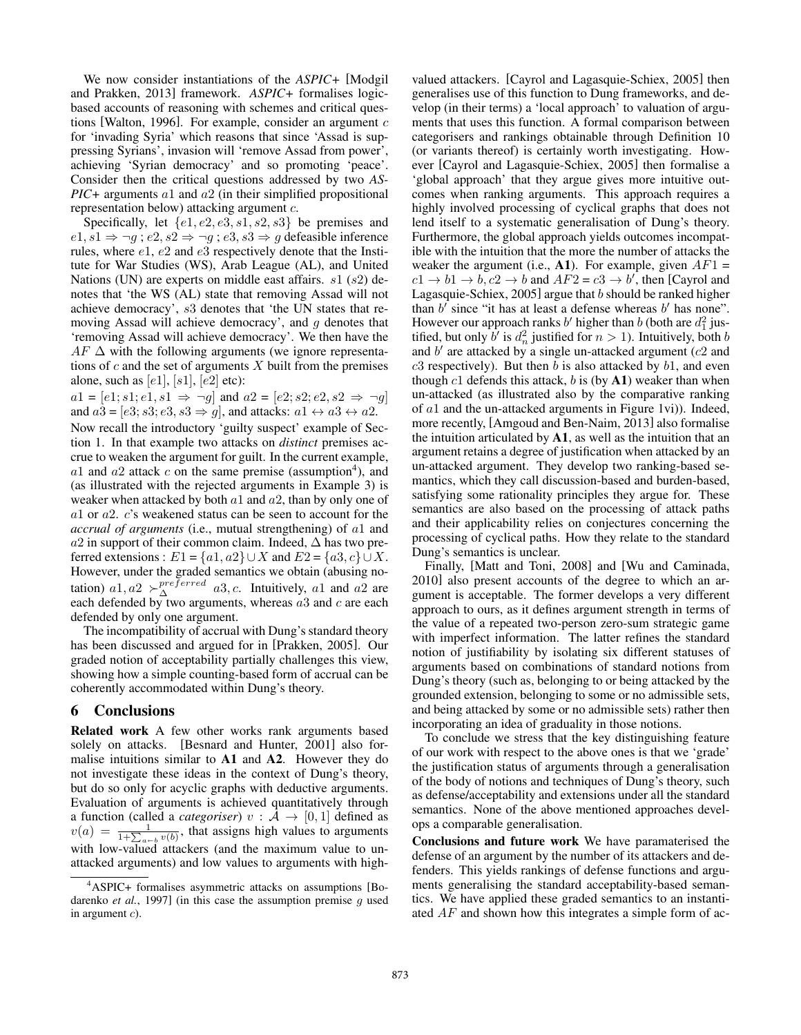We now consider instantiations of the *ASPIC+* [Modgil and Prakken, 2013] framework. *ASPIC+* formalises logic-based accounts of reasoning with schemes and critical questions [Walton, 1996]. For example, consider an argument $c$ for 'invading Syria' which reasons that since 'Assad is suppressing Syrians', invasion will 'remove Assad from power', achieving 'Syrian democracy' and so promoting 'peace'. Consider then the critical questions addressed by two *ASPIC+* arguments $a1$ and $a2$ (in their simplified propositional representation below) attacking argument $c$.

Specifically, let $\{e1, e2, e3, s1, s2, s3\}$ be premises and $e1, s1 \Rightarrow \neg g$ ; $e2, s2 \Rightarrow \neg g$ ; $e3, s3 \Rightarrow g$ defeasible inference rules, where $e1$, $e2$ and $e3$ respectively denote that the Institute for War Studies (WS), Arab League (AL), and United Nations (UN) are experts on middle east affairs. $s1$ ($s2$) denotes that 'the WS (AL) state that removing Assad will not achieve democracy', $s3$ denotes that 'the UN states that removing Assad will achieve democracy', and $g$ denotes that 'removing Assad will achieve democracy'. We then have the $AF$ $\Delta$ with the following arguments (we ignore representations of $c$ and the set of arguments $X$ built from the premises alone, such as $[e1]$, $[s1]$, $[e2]$ etc):

$a1 = [e1; s1; e1, s1 \Rightarrow \neg g]$ and $a2 = [e2; s2; e2, s2 \Rightarrow \neg g]$ and $a3 = [e3; s3; e3, s3 \Rightarrow g]$, and attacks: $a1 \leftrightarrow a3 \leftrightarrow a2$.

Now recall the introductory 'guilty suspect' example of Section 1. In that example two attacks on *distinct* premises accrue to weaken the argument for guilt. In the current example, $a1$ and $a2$ attack $c$ on the same premise (assumption[4]), and (as illustrated with the rejected arguments in Example 3) is weaker when attacked by both $a1$ and $a2$, than by only one of $a1$ or $a2$. $c$'s weakened status can be seen to account for the *accrual of arguments* (i.e., mutual strengthening) of $a1$ and $a2$ in support of their common claim. Indeed, $\Delta$ has two preferred extensions : $E1 = \{a1, a2\} \cup X$ and $E2 = \{a3, c\} \cup X$. However, under the graded semantics we obtain (abusing notation) $a1, a2 \succ_{\Delta}^{preferred} a3, c$. Intuitively, $a1$ and $a2$ are each defended by two arguments, whereas $a3$ and $c$ are each defended by only one argument.

The incompatibility of accrual with Dung's standard theory has been discussed and argued for in [Prakken, 2005]. Our graded notion of acceptability partially challenges this view, showing how a simple counting-based form of accrual can be coherently accommodated within Dung's theory.

[4] ASPIC+ formalises asymmetric attacks on assumptions [Bodarenko *et al.*, 1997] (in this case the assumption premise $g$ used in argument $c$).

## 6 Conclusions

**Related work** A few other works rank arguments based solely on attacks. [Besnard and Hunter, 2001] also formalise intuitions similar to **A1** and **A2**. However they do not investigate these ideas in the context of Dung's theory, but do so only for acyclic graphs with deductive arguments. Evaluation of arguments is achieved quantitatively through a function (called a *categoriser*) $v : \mathcal{A} \rightarrow [0, 1]$ defined as $v(a) = \frac{1}{1+\sum_{a \leftarrow b} v(b)}$, that assigns high values to arguments with low-valued attackers (and the maximum value to un-attacked arguments) and low values to arguments with high-valued attackers. [Cayrol and Lagasquie-Schiex, 2005] then generalises use of this function to Dung frameworks, and develop (in their terms) a 'local approach' to valuation of arguments that uses this function. A formal comparison between categorisers and rankings obtainable through Definition 10 (or variants thereof) is certainly worth investigating. However [Cayrol and Lagasquie-Schiex, 2005] then formalise a 'global approach' that they argue gives more intuitive outcomes when ranking arguments. This approach requires a highly involved processing of cyclical graphs that does not lend itself to a systematic generalisation of Dung's theory. Furthermore, the global approach yields outcomes incompatible with the intuition that the more the number of attacks the weaker the argument (i.e., **A1**). For example, given $AF1$ = $c1 \rightarrow b1 \rightarrow b, c2 \rightarrow b$ and $AF2 = c3 \rightarrow b'$, then [Cayrol and Lagasquie-Schiex, 2005] argue that $b$ should be ranked higher than $b'$ since "it has at least a defense whereas $b'$ has none". However our approach ranks $b'$ higher than $b$ (both are $d_1^2$ justified, but only $b'$ is $d_n^2$ justified for $n > 1$). Intuitively, both $b$ and $b'$ are attacked by a single un-attacked argument ($c2$ and $c3$ respectively). But then $b$ is also attacked by $b1$, and even though $c1$ defends this attack, $b$ is (by **A1**) weaker than when un-attacked (as illustrated also by the comparative ranking of $a1$ and the un-attacked arguments in Figure 1vi)). Indeed, more recently, [Amgoud and Ben-Naim, 2013] also formalise the intuition articulated by **A1**, as well as the intuition that an argument retains a degree of justification when attacked by an un-attacked argument. They develop two ranking-based semantics, which they call discussion-based and burden-based, satisfying some rationality principles they argue for. These semantics are also based on the processing of attack paths and their applicability relies on conjectures concerning the processing of cyclical paths. How they relate to the standard Dung's semantics is unclear.

Finally, [Matt and Toni, 2008] and [Wu and Caminada, 2010] also present accounts of the degree to which an argument is acceptable. The former develops a very different approach to ours, as it defines argument strength in terms of the value of a repeated two-person zero-sum strategic game with imperfect information. The latter refines the standard notion of justifiability by isolating six different statuses of arguments based on combinations of standard notions from Dung's theory (such as, belonging to or being attacked by the grounded extension, belonging to some or no admissible sets, and being attacked by some or no admissible sets) rather then incorporating an idea of graduality in those notions.

To conclude we stress that the key distinguishing feature of our work with respect to the above ones is that we 'grade' the justification status of arguments through a generalisation of the body of notions and techniques of Dung's theory, such as defense/acceptability and extensions under all the standard semantics. None of the above mentioned approaches develops a comparable generalisation.

**Conclusions and future work** We have paramaterised the defense of an argument by the number of its attackers and defenders. This yields rankings of defense functions and arguments generalising the standard acceptability-based semantics. We have applied these graded semantics to an instantiated $AF$ and shown how this integrates a simple form of ac-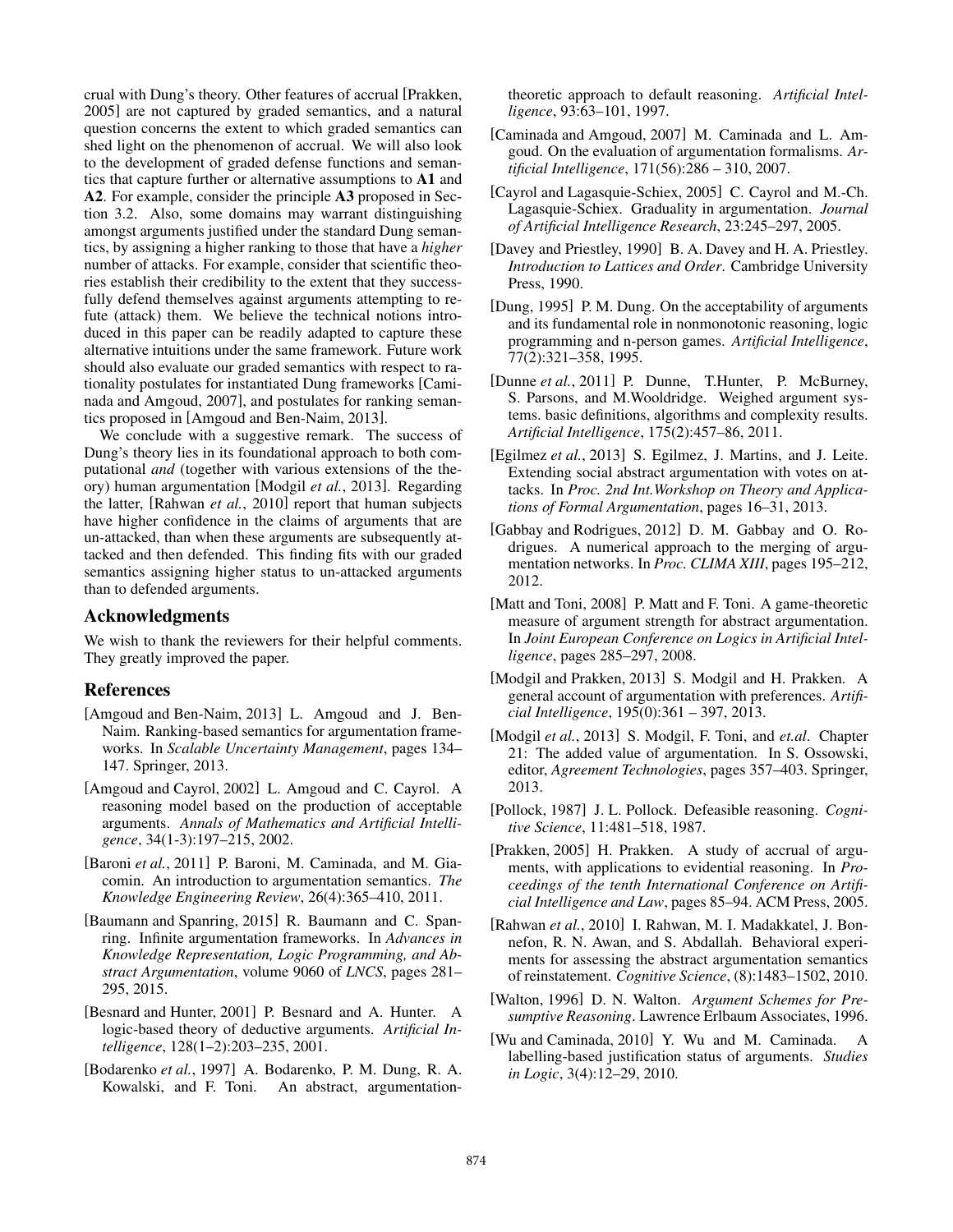crual with Dung's theory. Other features of accrual [Prakken, 2005] are not captured by graded semantics, and a natural question concerns the extent to which graded semantics can shed light on the phenomenon of accrual. We will also look to the development of graded defense functions and semantics that capture further or alternative assumptions to **A1** and **A2**. For example, consider the principle **A3** proposed in Section 3.2. Also, some domains may warrant distinguishing amongst arguments justified under the standard Dung semantics, by assigning a higher ranking to those that have a *higher* number of attacks. For example, consider that scientific theories establish their credibility to the extent that they successfully defend themselves against arguments attempting to refute (attack) them. We believe the technical notions introduced in this paper can be readily adapted to capture these alternative intuitions under the same framework. Future work should also evaluate our graded semantics with respect to rationality postulates for instantiated Dung frameworks [Caminada and Amgoud, 2007], and postulates for ranking semantics proposed in [Amgoud and Ben-Naim, 2013].

We conclude with a suggestive remark. The success of Dung's theory lies in its foundational approach to both computational *and* (together with various extensions of the theory) human argumentation [Modgil *et al.*, 2013]. Regarding the latter, [Rahwan *et al.*, 2010] report that human subjects have higher confidence in the claims of arguments that are un-attacked, than when these arguments are subsequently attacked and then defended. This finding fits with our graded semantics assigning higher status to un-attacked arguments than to defended arguments.

## Acknowledgments

We wish to thank the reviewers for their helpful comments. They greatly improved the paper.

## References

[Amgoud and Ben-Naim, 2013] L. Amgoud and J. Ben-Naim. Ranking-based semantics for argumentation frameworks. In *Scalable Uncertainty Management*, pages 134–147. Springer, 2013.

[Amgoud and Cayrol, 2002] L. Amgoud and C. Cayrol. A reasoning model based on the production of acceptable arguments. *Annals of Mathematics and Artificial Intelligence*, 34(1-3):197–215, 2002.

[Baroni *et al.*, 2011] P. Baroni, M. Caminada, and M. Giacomin. An introduction to argumentation semantics. *The Knowledge Engineering Review*, 26(4):365–410, 2011.

[Baumann and Spanring, 2015] R. Baumann and C. Spanring. Infinite argumentation frameworks. In *Advances in Knowledge Representation, Logic Programming, and Abstract Argumentation*, volume 9060 of *LNCS*, pages 281–295, 2015.

[Besnard and Hunter, 2001] P. Besnard and A. Hunter. A logic-based theory of deductive arguments. *Artificial Intelligence*, 128(1–2):203–235, 2001.

[Bodarenko *et al.*, 1997] A. Bodarenko, P. M. Dung, R. A. Kowalski, and F. Toni. An abstract, argumentation-theoretic approach to default reasoning. *Artificial Intelligence*, 93:63–101, 1997.

[Caminada and Amgoud, 2007] M. Caminada and L. Amgoud. On the evaluation of argumentation formalisms. *Artificial Intelligence*, 171(56):286 – 310, 2007.

[Cayrol and Lagasquie-Schiex, 2005] C. Cayrol and M.-Ch. Lagasquie-Schiex. Graduality in argumentation. *Journal of Artificial Intelligence Research*, 23:245–297, 2005.

[Davey and Priestley, 1990] B. A. Davey and H. A. Priestley. *Introduction to Lattices and Order*. Cambridge University Press, 1990.

[Dung, 1995] P. M. Dung. On the acceptability of arguments and its fundamental role in nonmonotonic reasoning, logic programming and n-person games. *Artificial Intelligence*, 77(2):321–358, 1995.

[Dunne *et al.*, 2011] P. Dunne, T.Hunter, P. McBurney, S. Parsons, and M.Wooldridge. Weighed argument systems. basic definitions, algorithms and complexity results. *Artificial Intelligence*, 175(2):457–86, 2011.

[Egilmez *et al.*, 2013] S. Egilmez, J. Martins, and J. Leite. Extending social abstract argumentation with votes on attacks. In *Proc. 2nd Int.Workshop on Theory and Applications of Formal Argumentation*, pages 16–31, 2013.

[Gabbay and Rodrigues, 2012] D. M. Gabbay and O. Rodrigues. A numerical approach to the merging of argumentation networks. In *Proc. CLIMA XIII*, pages 195–212, 2012.

[Matt and Toni, 2008] P. Matt and F. Toni. A game-theoretic measure of argument strength for abstract argumentation. In *Joint European Conference on Logics in Artificial Intelligence*, pages 285–297, 2008.

[Modgil and Prakken, 2013] S. Modgil and H. Prakken. A general account of argumentation with preferences. *Artificial Intelligence*, 195(0):361 – 397, 2013.

[Modgil *et al.*, 2013] S. Modgil, F. Toni, and *et.al*. Chapter 21: The added value of argumentation. In S. Ossowski, editor, *Agreement Technologies*, pages 357–403. Springer, 2013.

[Pollock, 1987] J. L. Pollock. Defeasible reasoning. *Cognitive Science*, 11:481–518, 1987.

[Prakken, 2005] H. Prakken. A study of accrual of arguments, with applications to evidential reasoning. In *Proceedings of the tenth International Conference on Artificial Intelligence and Law*, pages 85–94. ACM Press, 2005.

[Rahwan *et al.*, 2010] I. Rahwan, M. I. Madakkatel, J. Bonnefon, R. N. Awan, and S. Abdallah. Behavioral experiments for assessing the abstract argumentation semantics of reinstatement. *Cognitive Science*, (8):1483–1502, 2010.

[Walton, 1996] D. N. Walton. *Argument Schemes for Presumptive Reasoning*. Lawrence Erlbaum Associates, 1996.

[Wu and Caminada, 2010] Y. Wu and M. Caminada. A labelling-based justification status of arguments. *Studies in Logic*, 3(4):12–29, 2010.